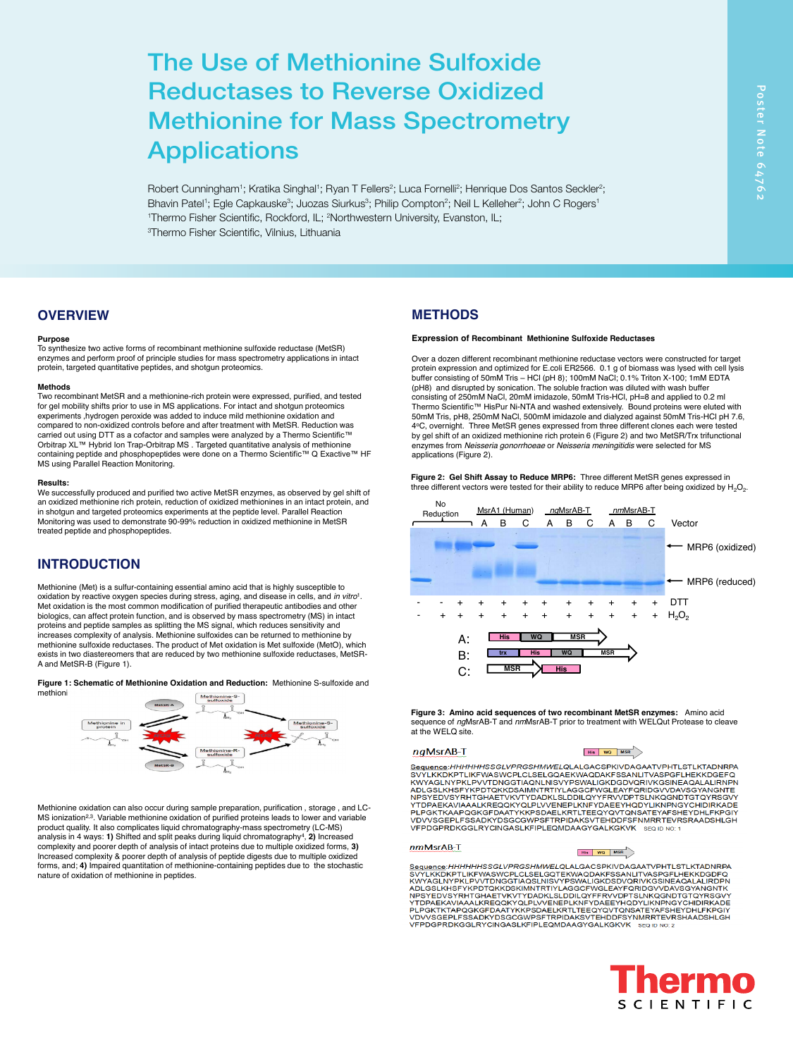# The Use of Methionine Sulfoxide Reductases to Reverse Oxidized Methionine for Mass Spectrometry Applications

Robert Cunningham[1]; Kratika Singhal[1]; Ryan T Fellers[2]; Luca Fornelli[2]; Henrique Dos Santos Seckler[2]; Bhavin Patel[1]; Egle Capkauske[3]; Juozas Siurkus[3]; Philip Compton[2]; Neil L Kelleher[2]; John C Rogers[1]
[1]Thermo Fisher Scientific, Rockford, IL; [2]Northwestern University, Evanston, IL;
[3]Thermo Fisher Scientific, Vilnius, Lithuania

## OVERVIEW

### Purpose

To synthesize two active forms of recombinant methionine sulfoxide reductase (MetSR) enzymes and perform proof of principle studies for mass spectrometry applications in intact protein, targeted quantitative peptides, and shotgun proteomics.

### Methods

Two recombinant MetSR and a methionine-rich protein were expressed, purified, and tested for gel mobility shifts prior to use in MS applications. For intact and shotgun proteomics experiments ,hydrogen peroxide was added to induce mild methionine oxidation and compared to non-oxidized controls before and after treatment with MetSR. Reduction was carried out using DTT as a cofactor and samples were analyzed by a Thermo Scientific™ Orbitrap XL™ Hybrid Ion Trap-Orbitrap MS . Targeted quantitative analysis of methionine containing peptide and phosphopeptides were done on a Thermo Scientific™ Q Exactive™ HF MS using Parallel Reaction Monitoring.

### Results:

We successfully produced and purified two active MetSR enzymes, as observed by gel shift of an oxidized methionine rich protein, reduction of oxidized methionines in an intact protein, and in shotgun and targeted proteomics experiments at the peptide level. Parallel Reaction Monitoring was used to demonstrate 90-99% reduction in oxidized methionine in MetSR treated peptide and phosphopeptides.

## INTRODUCTION

Methionine (Met) is a sulfur-containing essential amino acid that is highly susceptible to oxidation by reactive oxygen species during stress, aging, and disease in cells, and *in vitro*[1]. Met oxidation is the most common modification of purified therapeutic antibodies and other biologics, can affect protein function, and is observed by mass spectrometry (MS) in intact proteins and peptide samples as splitting the MS signal, which reduces sensitivity and increases complexity of analysis. Methionine sulfoxides can be returned to methionine by methionine sulfoxide reductases. The product of Met oxidation is Met sulfoxide (MetO), which exists in two diastereomers that are reduced by two methionine sulfoxide reductases, MetSR-A and MetSR-B (Figure 1).

**Figure 1: Schematic of Methionine Oxidation and Reduction:** Methionine S-sulfoxide and methioni

Methionine oxidation can also occur during sample preparation, purification , storage , and LC-MS ionization[2,3]. Variable methionine oxidation of purified proteins leads to lower and variable product quality. It also complicates liquid chromatography-mass spectrometry (LC-MS) analysis in 4 ways: **1)** Shifted and split peaks during liquid chromatography[4], **2)** Increased complexity and poorer depth of analysis of intact proteins due to multiple oxidized forms, **3)** Increased complexity & poorer depth of analysis of peptide digests due to multiple oxidized forms, and; **4)** Impaired quantitation of methionine-containing peptides due to the stochastic nature of oxidation of methionine in peptides.

## METHODS

### Expression of Recombinant Methionine Sulfoxide Reductases

Over a dozen different recombinant methionine reductase vectors were constructed for target protein expression and optimized for E.coli ER2566. 0.1 g of biomass was lysed with cell lysis buffer consisting of 50mM Tris – HCl (pH 8); 100mM NaCl; 0.1% Triton X-100; 1mM EDTA (pH8) and disrupted by sonication. The soluble fraction was diluted with wash buffer consisting of 250mM NaCl, 20mM imidazole, 50mM Tris-HCl, pH=8 and applied to 0.2 ml Thermo Scientific™ HisPur Ni-NTA and washed extensively. Bound proteins were eluted with 50mM Tris, pH8, 250mM NaCl, 500mM imidazole and dialyzed against 50mM Tris-HCl pH 7.6, 4°C, overnight. Three MetSR genes expressed from three different clones each were tested by gel shift of an oxidized methionine rich protein 6 (Figure 2) and two MetSR/Trx trifunctional enzymes from *Neisseria gonorrhoeae* or *Neisseria meningitidis* were selected for MS applications (Figure 2).

**Figure 2: Gel Shift Assay to Reduce MRP6:** Three different MetSR genes expressed in three different vectors were tested for their ability to reduce MRP6 after being oxidized by $H_2O_2$.

**Figure 3: Amino acid sequences of two recombinant MetSR enzymes:** Amino acid sequence of *ng*MsrAB-T and *nm*MsrAB-T prior to treatment with WELQut Protease to cleave at the WELQ site.

*ng*MsrAB-T

Sequence:*HHHHHHSSGLVPRGSHMWEL*QLALGACSPKIVDAGAATVPHTLSTLKTADNRPASVYLKKDKPTLIKFWASWCPLCLSELGQAEKWAQDAKFSSANLITVASPGFLHEKKDGEFQKWYAGLNYPKLPVVTDNGGTIAQNLNISVYPSWALIGKDGDVQRIVKGSINEAQALALIRNPNADLGSLKHSFYKPDTQKKDSAIMNTRTIYLAGGCFWGLEAYFQRIDGVVDAVSGYANGNTENPSYEDVSYRHTGHAETVKVTYDADKLSLDDILQYYFRVVDPTSLNKQGNDTGTQYRSGVYYTDPAEKAVIAAALKREQQKYQLPLVVENEPLKNFYDAEEYHQDYLIKNPNGYCHIDIRKADEPLPGKTKAAPQGKGFDAATYKKPSDAELKRTLTEEQYQVTQNSATEYAFSHEYDHLFKPGIYVDVVSGEPLFSSADKYDSGCGWPSFTRPIDAKSVTEHDDFSFNMRRTEVRSRAADSHLGHVFPDGPRDKGGLRYCINGASLKFIPLEQMDAAGYGALKGKVK SEQ ID NO: 1

*nm*MsrAB-T

Sequence:*HHHHHHSSGLVPRGSHMWEL*QLALGACSPKIVDAGAATVPHTLSTLKTADNRPASVYLKKDKPTLIKFWASWCPLCLSELGQTEKWAQDAKFSSANLITVASPGFLHEKKDGDFQKWYAGLNYPKLPVVTDNGGTIAQSLNISVYPSWALIGKDSDVQRIVKGSINEAQALALIRDPNADLGSLKHSFYKPDTQKKDSKIMNTRTIYLAGGCFWGLEAYFQRIDGVVDAVSGYANGNTKNPSYEDVSYRHTGHAETVKVTYDADKLSLDDILQYFFRVVDPTSLNKQGNDTGTQYRSGVYYTDPAEKAVIAAALKREQQKYQLPLVVENEPLKNFYDAEEYHQDYLIKNPNGYCHIDIRKADEPLPGKTKTAPQGKGFDAATYKKPSDAELKRTLTEEQYQVTQNSATEYAFSHEYDHLFKPGIYVDVVSGEPLFSSADKYDSGCGWPSFTRPIDAKSVTEHDDFSYNMRRTEVRSHAADSHLGHVFPDGPRDKGGLRYCINGASLKFIPLEQMDAAGYGALKGKVK SEQ ID NO: 2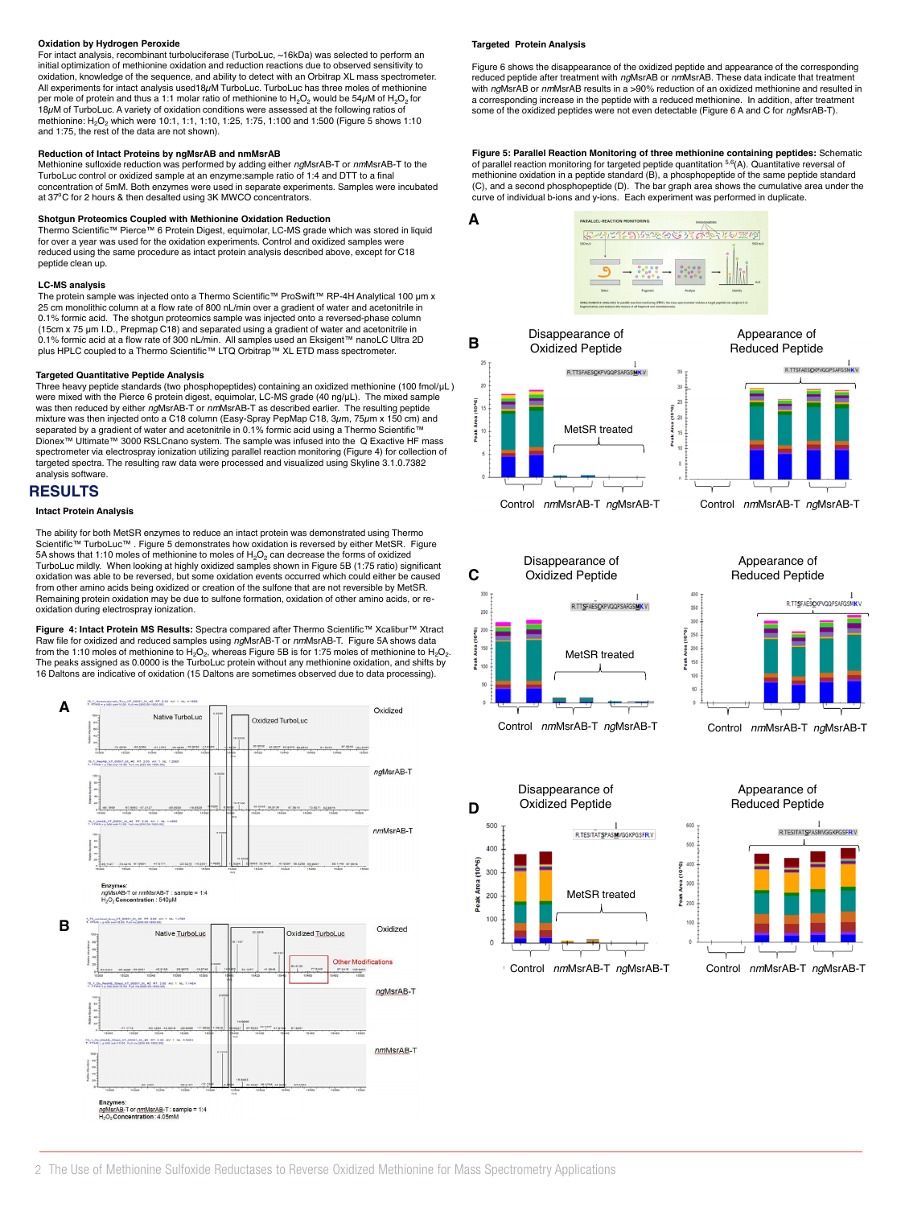### Oxidation by Hydrogen Peroxide

For intact analysis, recombinant turboluciferase (TurboLuc, ~16kDa) was selected to perform an initial optimization of methionine oxidation and reduction reactions due to observed sensitivity to oxidation, knowledge of the sequence, and ability to detect with an Orbitrap XL mass spectrometer. All experiments for intact analysis used18$\mu$M TurboLuc. TurboLuc has three moles of methionine per mole of protein and thus a 1:1 molar ratio of methionine to $H_2O_2$ would be 54$\mu$M of $H_2O_2$ for 18$\mu$M of TurboLuc. A variety of oxidation conditions were assessed at the following ratios of methionine: $H_2O_2$ which were 10:1, 1:1, 1:10, 1:25, 1:75, 1:100 and 1:500 (Figure 5 shows 1:10 and 1:75, the rest of the data are not shown).

### Reduction of Intact Proteins by ngMsrAB and nmMsrAB

Methionine sulfoxide reduction was performed by adding either *ng*MsrAB-T or *nm*MsrAB-T to the TurboLuc control or oxidized sample at an enzyme:sample ratio of 1:4 and DTT to a final concentration of 5mM. Both enzymes were used in separate experiments. Samples were incubated at 37$^0$C for 2 hours & then desalted using 3K MWCO concentrators.

### Shotgun Proteomics Coupled with Methionine Oxidation Reduction

Thermo Scientific™ Pierce™ 6 Protein Digest, equimolar, LC-MS grade which was stored in liquid for over a year was used for the oxidation experiments. Control and oxidized samples were reduced using the same procedure as intact protein analysis described above, except for C18 peptide clean up.

### LC-MS analysis

The protein sample was injected onto a Thermo Scientific™ ProSwift™ RP-4H Analytical 100 µm x 25 cm monolithic column at a flow rate of 800 nL/min over a gradient of water and acetonitrile in 0.1% formic acid. The shotgun proteomics sample was injected onto a reversed-phase column (15cm x 75 µm I.D., Prepmap C18) and separated using a gradient of water and acetonitrile in 0.1% formic acid at a flow rate of 300 nL/min. All samples used an Eksigent™ nanoLC Ultra 2D plus HPLC coupled to a Thermo Scientific™ LTQ Orbitrap™ XL ETD mass spectrometer.

### Targeted Quantitative Peptide Analysis

Three heavy peptide standards (two phosphopeptides) containing an oxidized methionine (100 fmol/µL) were mixed with the Pierce 6 protein digest, equimolar, LC-MS grade (40 ng/µL). The mixed sample was then reduced by either *ng*MsrAB-T or *nm*MsrAB-T as described earlier. The resulting peptide mixture was then injected onto a C18 column (Easy-Spray PepMap C18, 3µm, 75µm x 150 cm) and separated by a gradient of water and acetonitrile in 0.1% formic acid using a Thermo Scientific™ Dionex™ Ultimate™ 3000 RSLCnano system. The sample was infused into the Q Exactive HF mass spectrometer via electrospray ionization utilizing parallel reaction monitoring (Figure 4) for collection of targeted spectra. The resulting raw data were processed and visualized using Skyline 3.1.0.7382 analysis software.

## RESULTS

### Intact Protein Analysis

The ability for both MetSR enzymes to reduce an intact protein was demonstrated using Thermo Scientific™ TurboLuc™ . Figure 5 demonstrates how oxidation is reversed by either MetSR. Figure 5A shows that 1:10 moles of methionine to moles of $H_2O_2$ can decrease the forms of oxidized TurboLuc mildly. When looking at highly oxidized samples shown in Figure 5B (1:75 ratio) significant oxidation was able to be reversed, but some oxidation events occurred which could either be caused from other amino acids being oxidized or creation of the sulfone that are not reversible by MetSR. Remaining protein oxidation may be due to sulfone formation, oxidation of other amino acids, or re-oxidation during electrospray ionization.

**Figure 4: Intact Protein MS Results:** Spectra compared after Thermo Scientific™ Xcalibur™ Xtract Raw file for oxidized and reduced samples using *ng*MsrAB-T or *nm*MsrAB-T. Figure 5A shows data from the 1:10 moles of methionine to $H_2O_2$, whereas Figure 5B is for 1:75 moles of methionine to $H_2O_2$. The peaks assigned as 0.0000 is the TurboLuc protein without any methionine oxidation, and shifts by 16 Daltons are indicative of oxidation (15 Daltons are sometimes observed due to data processing).

### Targeted Protein Analysis

Figure 6 shows the disappearance of the oxidized peptide and appearance of the corresponding reduced peptide after treatment with *ng*MsrAB or *nm*MsrAB. These data indicate that treatment with *ng*MsrAB or *nm*MsrAB results in a >90% reduction of an oxidized methionine and resulted in a corresponding increase in the peptide with a reduced methionine. In addition, after treatment some of the oxidized peptides were not even detectable (Figure 6 A and C for *ng*MsrAB-T).

**Figure 5: Parallel Reaction Monitoring of three methionine containing peptides:** Schematic of parallel reaction monitoring for targeted peptide quantitation [5,6](A). Quantitative reversal of methionine oxidation in a peptide standard (B), a phosphopeptide of the same peptide standard (C), and a second phosphopeptide (D). The bar graph area shows the cumulative area under the curve of individual b-ions and y-ions. Each experiment was performed in duplicate.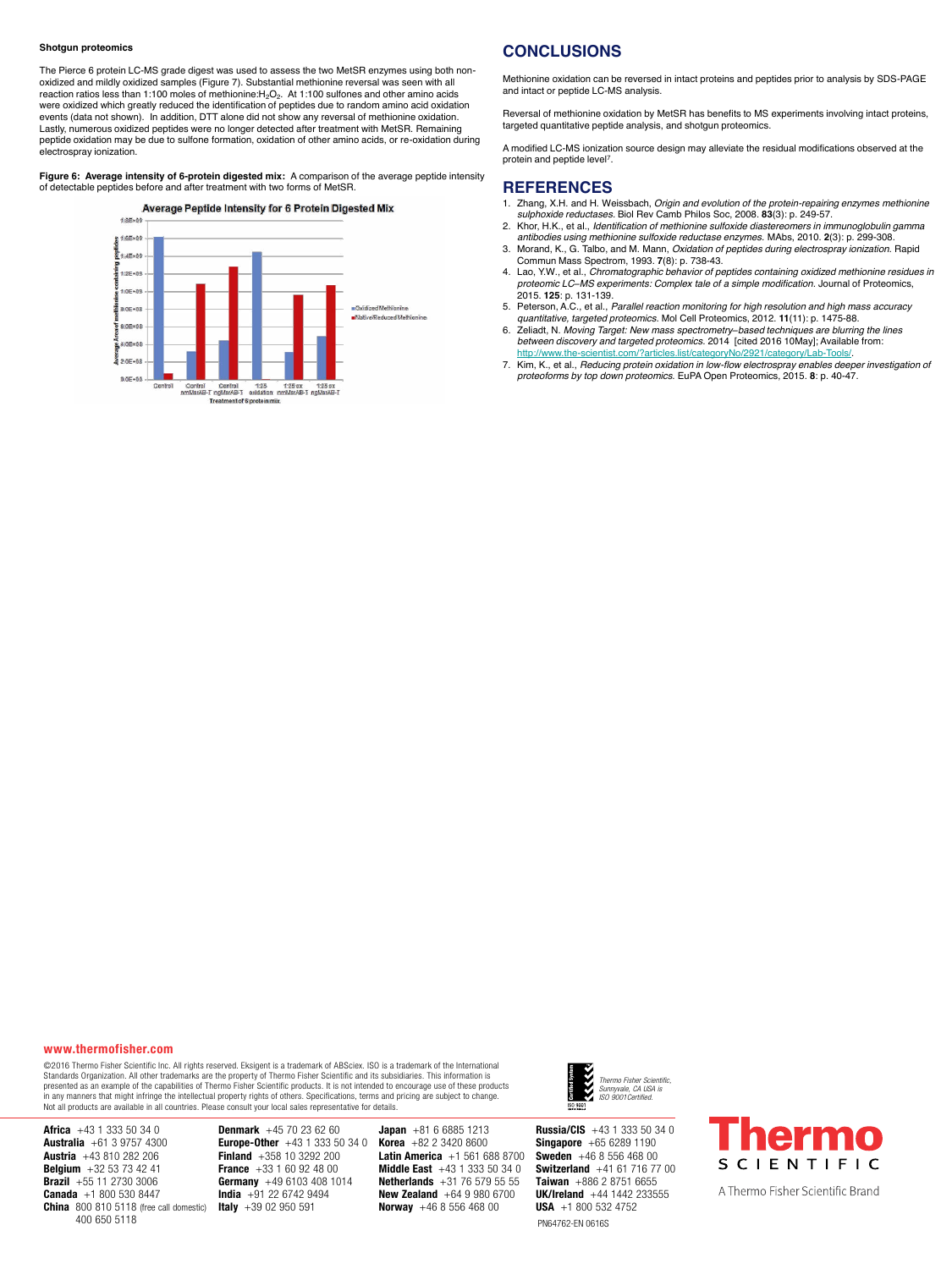**Shotgun proteomics**

The Pierce 6 protein LC-MS grade digest was used to assess the two MetSR enzymes using both non-oxidized and mildly oxidized samples (Figure 7). Substantial methionine reversal was seen with all reaction ratios less than 1:100 moles of methionine:$H_2O_2$. At 1:100 sulfones and other amino acids were oxidized which greatly reduced the identification of peptides due to random amino acid oxidation events (data not shown). In addition, DTT alone did not show any reversal of methionine oxidation. Lastly, numerous oxidized peptides were no longer detected after treatment with MetSR. Remaining peptide oxidation may be due to sulfone formation, oxidation of other amino acids, or re-oxidation during electrospray ionization.

**Figure 6: Average intensity of 6-protein digested mix:** A comparison of the average peptide intensity of detectable peptides before and after treatment with two forms of MetSR.

Average Peptide Intensity for 6 Protein Digested Mix

Average Area of methionine containing peptides

1.8E+09
1.6E+09
1.4E+09
1.2E+09
1.0E+09
8.0E+08
6.0E+08
4.0E+08
2.0E+08
0.0E+00

Control
Control nmMetAB-T
Control ngMetAB-T
1:25 oxidation
1:25 ox nmMetAB-T
1:25 ox ngMetAB-T

Treatment of 6 protein mix

Oxidized Methionine
Native/Reduced Methionine

## CONCLUSIONS

Methionine oxidation can be reversed in intact proteins and peptides prior to analysis by SDS-PAGE and intact or peptide LC-MS analysis.

Reversal of methionine oxidation by MetSR has benefits to MS experiments involving intact proteins, targeted quantitative peptide analysis, and shotgun proteomics.

A modified LC-MS ionization source design may alleviate the residual modifications observed at the protein and peptide level[7].

## REFERENCES

1. Zhang, X.H. and H. Weissbach, *Origin and evolution of the protein-repairing enzymes methionine sulphoxide reductases.* Biol Rev Camb Philos Soc, 2008. **83**(3): p. 249-57.
2. Khor, H.K., et al., *Identification of methionine sulfoxide diastereomers in immunoglobulin gamma antibodies using methionine sulfoxide reductase enzymes.* MAbs, 2010. **2**(3): p. 299-308.
3. Morand, K., G. Talbo, and M. Mann, *Oxidation of peptides during electrospray ionization.* Rapid Commun Mass Spectrom, 1993. **7**(8): p. 738-43.
4. Lao, Y.W., et al., *Chromatographic behavior of peptides containing oxidized methionine residues in proteomic LC–MS experiments: Complex tale of a simple modification.* Journal of Proteomics, 2015. **125**: p. 131-139.
5. Peterson, A.C., et al., *Parallel reaction monitoring for high resolution and high mass accuracy quantitative, targeted proteomics.* Mol Cell Proteomics, 2012. **11**(11): p. 1475-88.
6. Zeliadt, N. *Moving Target: New mass spectrometry–based techniques are blurring the lines between discovery and targeted proteomics.* 2014 [cited 2016 10May]; Available from: http://www.the-scientist.com/?articles.list/categoryNo/2921/category/Lab-Tools/.
7. Kim, K., et al., *Reducing protein oxidation in low-flow electrospray enables deeper investigation of proteoforms by top down proteomics.* EuPA Open Proteomics, 2015. **8**: p. 40-47.

**www.thermofisher.com**

©2016 Thermo Fisher Scientific Inc. All rights reserved. Eksigent is a trademark of ABSciex. ISO is a trademark of the International Standards Organization. All other trademarks are the property of Thermo Fisher Scientific and its subsidiaries. This information is presented as an example of the capabilities of Thermo Fisher Scientific products. It is not intended to encourage use of these products in any manners that might infringe the intellectual property rights of others. Specifications, terms and pricing are subject to change. Not all products are available in all countries. Please consult your local sales representative for details.

*Thermo Fisher Scientific, Sunnyvale, CA USA is ISO 9001Certified.*

**Africa** +43 1 333 50 34 0
**Australia** +61 3 9757 4300
**Austria** +43 810 282 206
**Belgium** +32 53 73 42 41
**Brazil** +55 11 2730 3006
**Canada** +1 800 530 8447
**China** 800 810 5118 (free call domestic) 400 650 5118
**Denmark** +45 70 23 62 60
**Europe-Other** +43 1 333 50 34 0
**Finland** +358 10 3292 200
**France** +33 1 60 92 48 00
**Germany** +49 6103 408 1014
**India** +91 22 6742 9494
**Italy** +39 02 950 591
**Japan** +81 6 6885 1213
**Korea** +82 2 3420 8600
**Latin America** +1 561 688 8700
**Middle East** +43 1 333 50 34 0
**Netherlands** +31 76 579 55 55
**New Zealand** +64 9 980 6700
**Norway** +46 8 556 468 00
**Russia/CIS** +43 1 333 50 34 0
**Singapore** +65 6289 1190
**Sweden** +46 8 556 468 00
**Switzerland** +41 61 716 77 00
**Taiwan** +886 2 8751 6655
**UK/Ireland** +44 1442 233555
**USA** +1 800 532 4752

PN64762-EN 0616S

Thermo SCIENTIFIC
A Thermo Fisher Scientific Brand